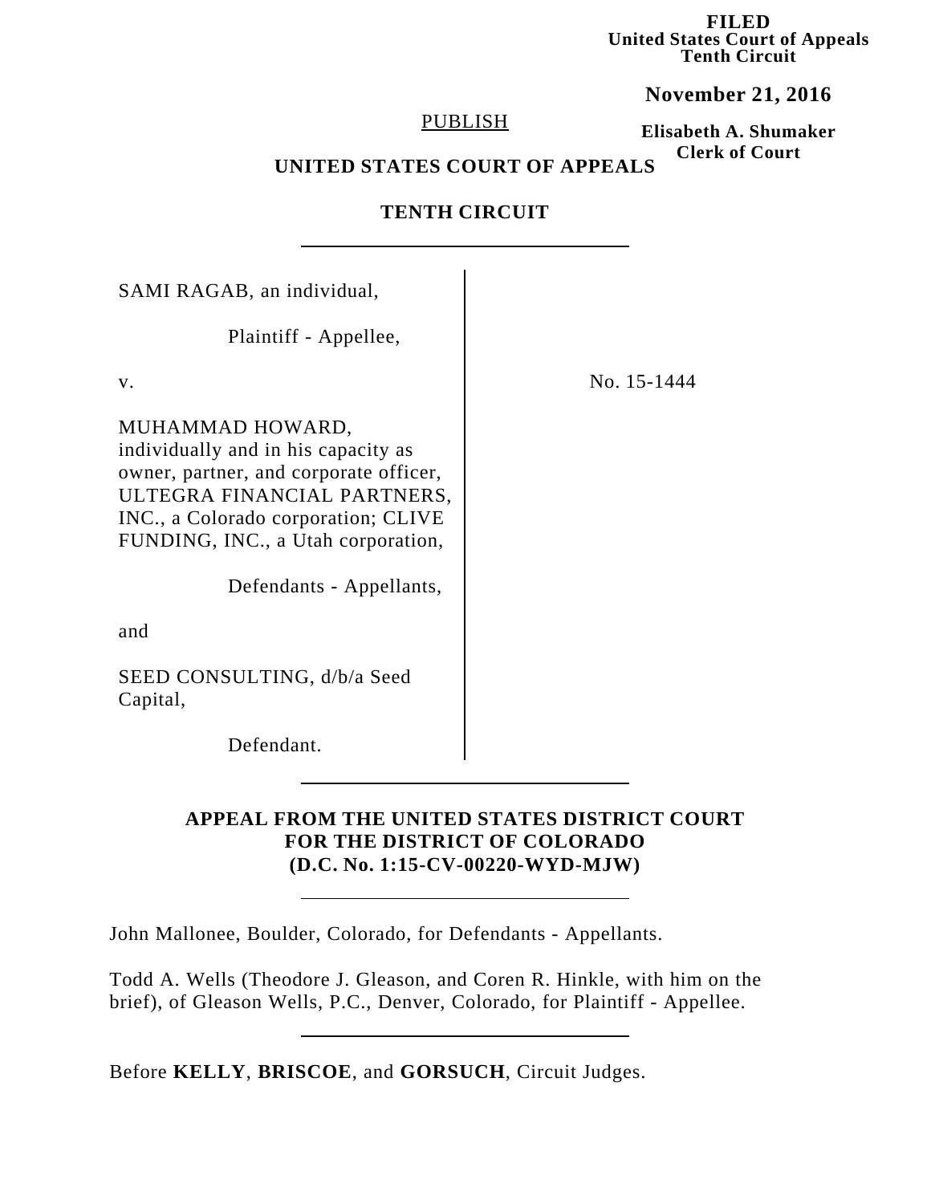**FILED**
**United States Court of Appeals**
**Tenth Circuit**

**November 21, 2016**

**Elisabeth A. Shumaker**
**Clerk of Court**

PUBLISH

**UNITED STATES COURT OF APPEALS**

**TENTH CIRCUIT**

---

SAMI RAGAB, an individual,

Plaintiff - Appellee,

v.

MUHAMMAD HOWARD, individually and in his capacity as owner, partner, and corporate officer, ULTEGRA FINANCIAL PARTNERS, INC., a Colorado corporation; CLIVE FUNDING, INC., a Utah corporation,

Defendants - Appellants,

and

SEED CONSULTING, d/b/a Seed Capital,

Defendant.

No. 15-1444

---

**APPEAL FROM THE UNITED STATES DISTRICT COURT FOR THE DISTRICT OF COLORADO (D.C. No. 1:15-CV-00220-WYD-MJW)**

---

John Mallonee, Boulder, Colorado, for Defendants - Appellants.

Todd A. Wells (Theodore J. Gleason, and Coren R. Hinkle, with him on the brief), of Gleason Wells, P.C., Denver, Colorado, for Plaintiff - Appellee.

---

Before **KELLY**, **BRISCOE**, and **GORSUCH**, Circuit Judges.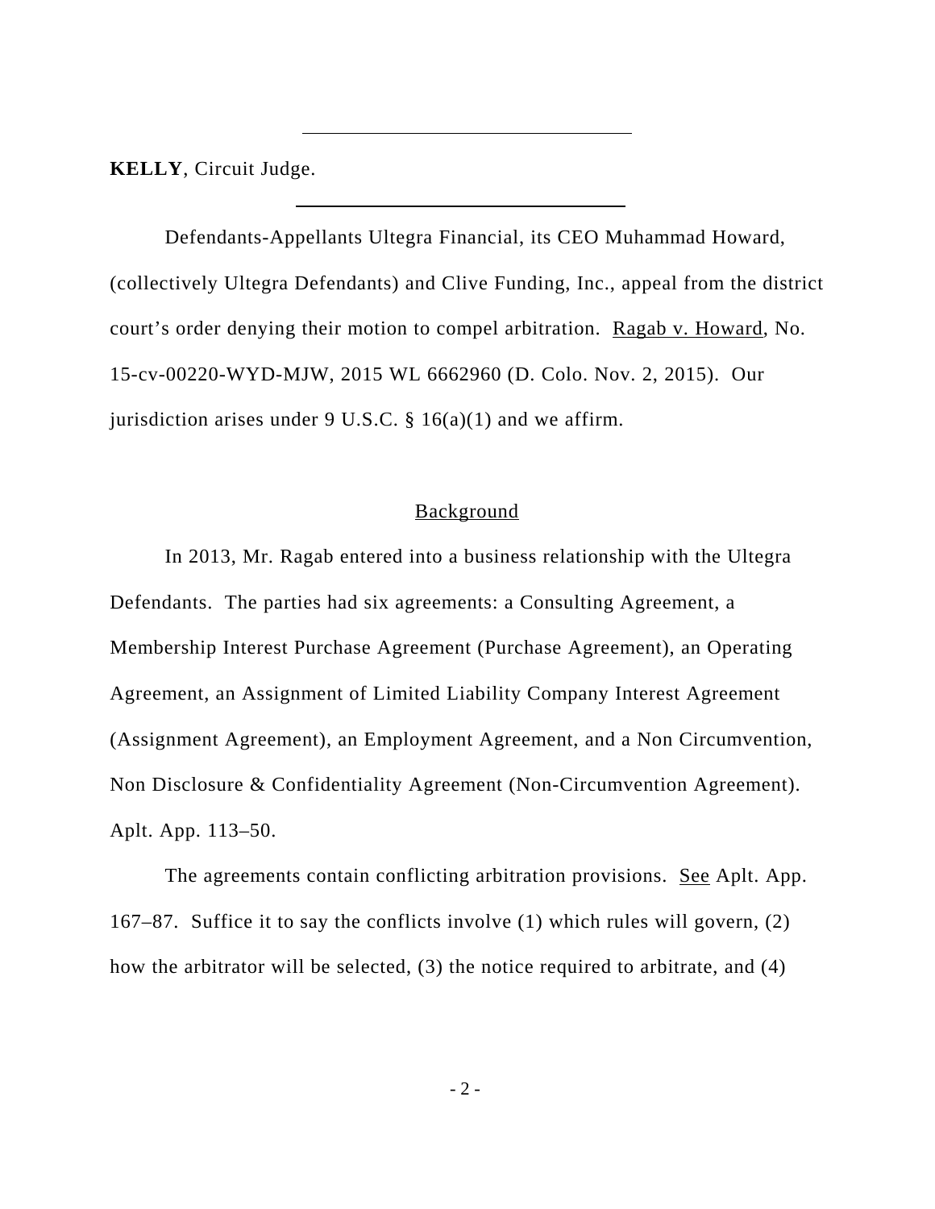**KELLY**, Circuit Judge.

---

Defendants-Appellants Ultegra Financial, its CEO Muhammad Howard, (collectively Ultegra Defendants) and Clive Funding, Inc., appeal from the district court's order denying their motion to compel arbitration. Ragab v. Howard, No. 15-cv-00220-WYD-MJW, 2015 WL 6662960 (D. Colo. Nov. 2, 2015). Our jurisdiction arises under 9 U.S.C. § 16(a)(1) and we affirm.

## Background

In 2013, Mr. Ragab entered into a business relationship with the Ultegra Defendants. The parties had six agreements: a Consulting Agreement, a Membership Interest Purchase Agreement (Purchase Agreement), an Operating Agreement, an Assignment of Limited Liability Company Interest Agreement (Assignment Agreement), an Employment Agreement, and a Non Circumvention, Non Disclosure & Confidentiality Agreement (Non-Circumvention Agreement). Aplt. App. 113–50.

The agreements contain conflicting arbitration provisions. See Aplt. App. 167–87. Suffice it to say the conflicts involve (1) which rules will govern, (2) how the arbitrator will be selected, (3) the notice required to arbitrate, and (4)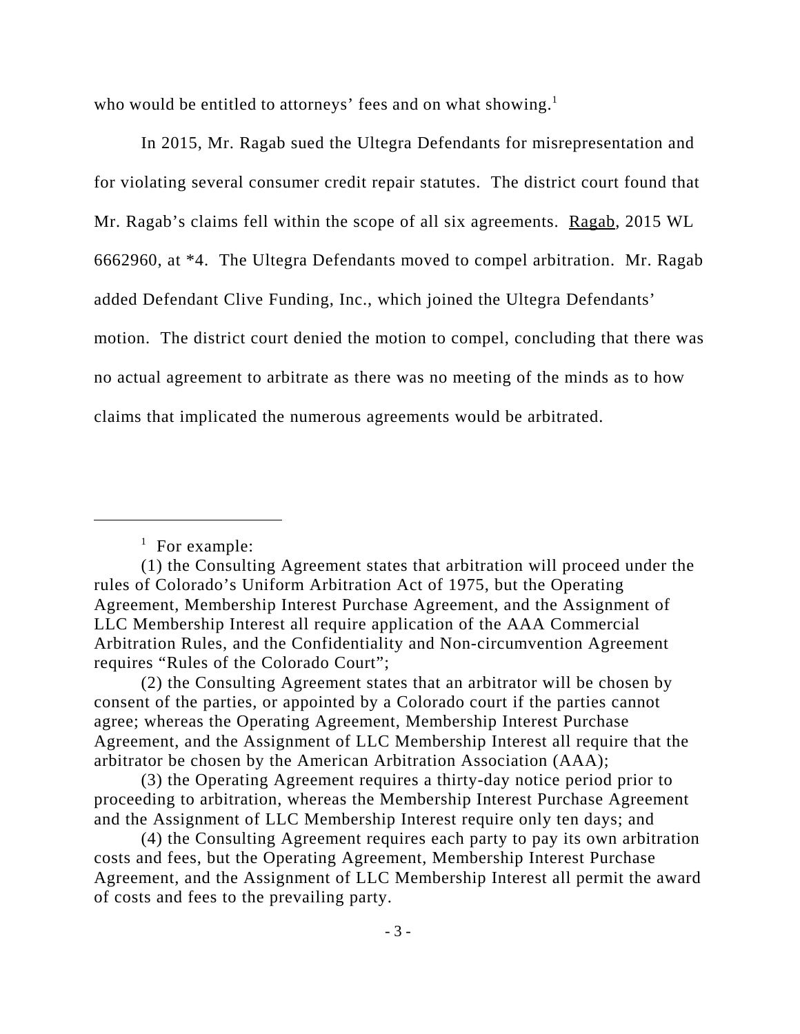who would be entitled to attorneys' fees and on what showing.[1]

In 2015, Mr. Ragab sued the Ultegra Defendants for misrepresentation and for violating several consumer credit repair statutes. The district court found that Mr. Ragab's claims fell within the scope of all six agreements. Ragab, 2015 WL 6662960, at *4. The Ultegra Defendants moved to compel arbitration. Mr. Ragab added Defendant Clive Funding, Inc., which joined the Ultegra Defendants' motion. The district court denied the motion to compel, concluding that there was no actual agreement to arbitrate as there was no meeting of the minds as to how claims that implicated the numerous agreements would be arbitrated.

---

[1] For example:

(1) the Consulting Agreement states that arbitration will proceed under the rules of Colorado's Uniform Arbitration Act of 1975, but the Operating Agreement, Membership Interest Purchase Agreement, and the Assignment of LLC Membership Interest all require application of the AAA Commercial Arbitration Rules, and the Confidentiality and Non-circumvention Agreement requires "Rules of the Colorado Court";

(2) the Consulting Agreement states that an arbitrator will be chosen by consent of the parties, or appointed by a Colorado court if the parties cannot agree; whereas the Operating Agreement, Membership Interest Purchase Agreement, and the Assignment of LLC Membership Interest all require that the arbitrator be chosen by the American Arbitration Association (AAA);

(3) the Operating Agreement requires a thirty-day notice period prior to proceeding to arbitration, whereas the Membership Interest Purchase Agreement and the Assignment of LLC Membership Interest require only ten days; and

(4) the Consulting Agreement requires each party to pay its own arbitration costs and fees, but the Operating Agreement, Membership Interest Purchase Agreement, and the Assignment of LLC Membership Interest all permit the award of costs and fees to the prevailing party.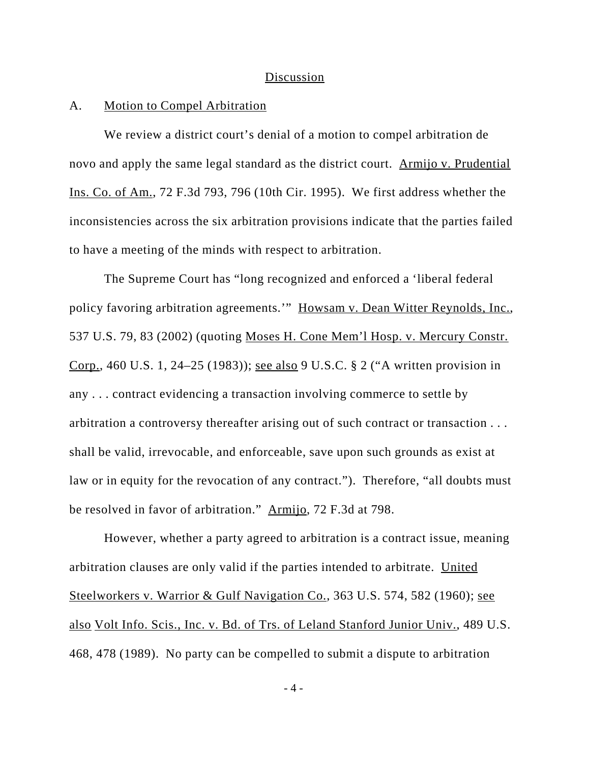## Discussion

### A. Motion to Compel Arbitration

We review a district court's denial of a motion to compel arbitration de novo and apply the same legal standard as the district court. Armijo v. Prudential Ins. Co. of Am., 72 F.3d 793, 796 (10th Cir. 1995). We first address whether the inconsistencies across the six arbitration provisions indicate that the parties failed to have a meeting of the minds with respect to arbitration.

The Supreme Court has "long recognized and enforced a 'liberal federal policy favoring arbitration agreements.'" Howsam v. Dean Witter Reynolds, Inc., 537 U.S. 79, 83 (2002) (quoting Moses H. Cone Mem'l Hosp. v. Mercury Constr. Corp., 460 U.S. 1, 24–25 (1983)); see also 9 U.S.C. § 2 ("A written provision in any . . . contract evidencing a transaction involving commerce to settle by arbitration a controversy thereafter arising out of such contract or transaction . . . shall be valid, irrevocable, and enforceable, save upon such grounds as exist at law or in equity for the revocation of any contract."). Therefore, "all doubts must be resolved in favor of arbitration." Armijo, 72 F.3d at 798.

However, whether a party agreed to arbitration is a contract issue, meaning arbitration clauses are only valid if the parties intended to arbitrate. United Steelworkers v. Warrior & Gulf Navigation Co., 363 U.S. 574, 582 (1960); see also Volt Info. Scis., Inc. v. Bd. of Trs. of Leland Stanford Junior Univ., 489 U.S. 468, 478 (1989). No party can be compelled to submit a dispute to arbitration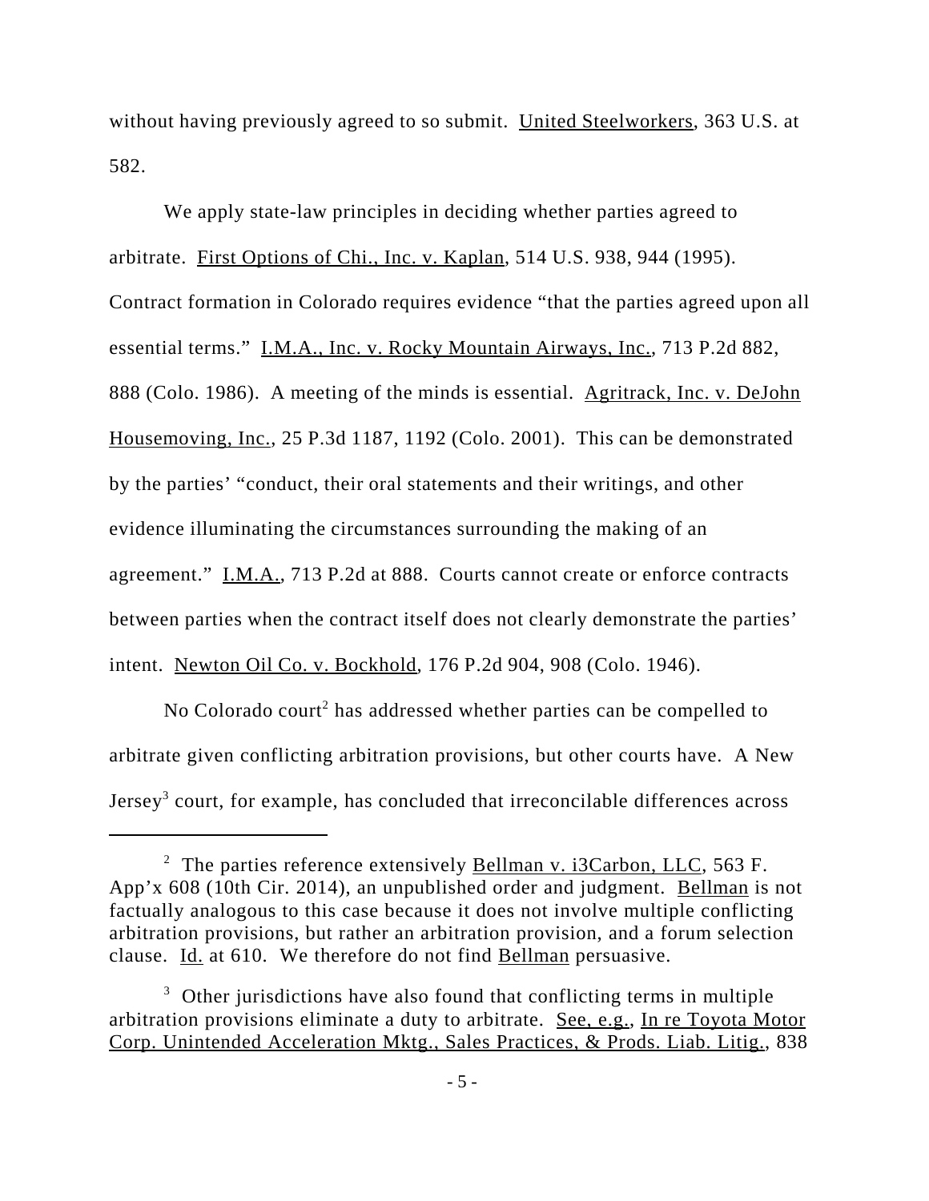without having previously agreed to so submit. United Steelworkers, 363 U.S. at 582.

We apply state-law principles in deciding whether parties agreed to arbitrate. First Options of Chi., Inc. v. Kaplan, 514 U.S. 938, 944 (1995). Contract formation in Colorado requires evidence "that the parties agreed upon all essential terms." I.M.A., Inc. v. Rocky Mountain Airways, Inc., 713 P.2d 882, 888 (Colo. 1986). A meeting of the minds is essential. Agritrack, Inc. v. DeJohn Housemoving, Inc., 25 P.3d 1187, 1192 (Colo. 2001). This can be demonstrated by the parties' "conduct, their oral statements and their writings, and other evidence illuminating the circumstances surrounding the making of an agreement." I.M.A., 713 P.2d at 888. Courts cannot create or enforce contracts between parties when the contract itself does not clearly demonstrate the parties' intent. Newton Oil Co. v. Bockhold, 176 P.2d 904, 908 (Colo. 1946).

No Colorado court[2] has addressed whether parties can be compelled to arbitrate given conflicting arbitration provisions, but other courts have. A New Jersey[3] court, for example, has concluded that irreconcilable differences across

---

[2] The parties reference extensively Bellman v. i3Carbon, LLC, 563 F. App'x 608 (10th Cir. 2014), an unpublished order and judgment. Bellman is not factually analogous to this case because it does not involve multiple conflicting arbitration provisions, but rather an arbitration provision, and a forum selection clause. Id. at 610. We therefore do not find Bellman persuasive.

[3] Other jurisdictions have also found that conflicting terms in multiple arbitration provisions eliminate a duty to arbitrate. See, e.g., In re Toyota Motor Corp. Unintended Acceleration Mktg., Sales Practices, & Prods. Liab. Litig., 838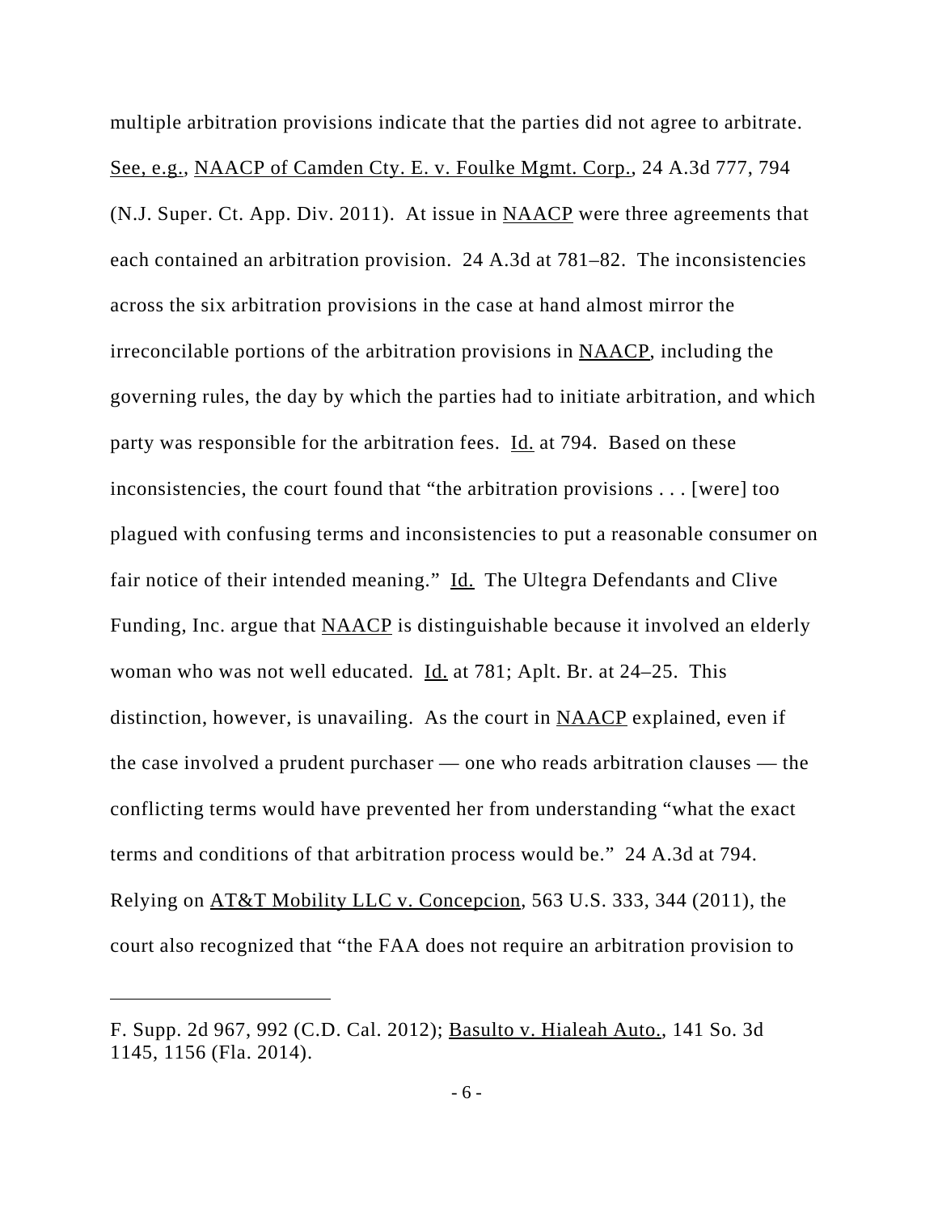multiple arbitration provisions indicate that the parties did not agree to arbitrate. See, e.g., NAACP of Camden Cty. E. v. Foulke Mgmt. Corp., 24 A.3d 777, 794 (N.J. Super. Ct. App. Div. 2011). At issue in NAACP were three agreements that each contained an arbitration provision. 24 A.3d at 781–82. The inconsistencies across the six arbitration provisions in the case at hand almost mirror the irreconcilable portions of the arbitration provisions in NAACP, including the governing rules, the day by which the parties had to initiate arbitration, and which party was responsible for the arbitration fees. Id. at 794. Based on these inconsistencies, the court found that "the arbitration provisions . . . [were] too plagued with confusing terms and inconsistencies to put a reasonable consumer on fair notice of their intended meaning." Id. The Ultegra Defendants and Clive Funding, Inc. argue that NAACP is distinguishable because it involved an elderly woman who was not well educated. Id. at 781; Aplt. Br. at 24–25. This distinction, however, is unavailing. As the court in NAACP explained, even if the case involved a prudent purchaser — one who reads arbitration clauses — the conflicting terms would have prevented her from understanding "what the exact terms and conditions of that arbitration process would be." 24 A.3d at 794. Relying on AT&T Mobility LLC v. Concepcion, 563 U.S. 333, 344 (2011), the court also recognized that "the FAA does not require an arbitration provision to

---

F. Supp. 2d 967, 992 (C.D. Cal. 2012); Basulto v. Hialeah Auto., 141 So. 3d 1145, 1156 (Fla. 2014).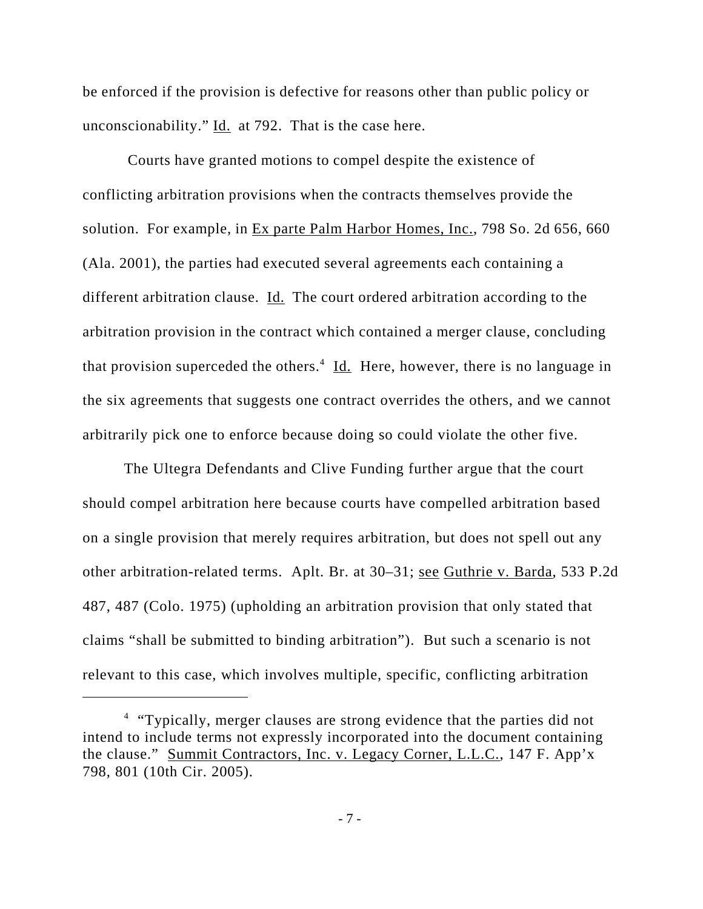be enforced if the provision is defective for reasons other than public policy or unconscionability." Id. at 792. That is the case here.

Courts have granted motions to compel despite the existence of conflicting arbitration provisions when the contracts themselves provide the solution. For example, in Ex parte Palm Harbor Homes, Inc., 798 So. 2d 656, 660 (Ala. 2001), the parties had executed several agreements each containing a different arbitration clause. Id. The court ordered arbitration according to the arbitration provision in the contract which contained a merger clause, concluding that provision superceded the others.[4] Id. Here, however, there is no language in the six agreements that suggests one contract overrides the others, and we cannot arbitrarily pick one to enforce because doing so could violate the other five.

The Ultegra Defendants and Clive Funding further argue that the court should compel arbitration here because courts have compelled arbitration based on a single provision that merely requires arbitration, but does not spell out any other arbitration-related terms. Aplt. Br. at 30–31; see Guthrie v. Barda, 533 P.2d 487, 487 (Colo. 1975) (upholding an arbitration provision that only stated that claims "shall be submitted to binding arbitration"). But such a scenario is not relevant to this case, which involves multiple, specific, conflicting arbitration

---

[4] "Typically, merger clauses are strong evidence that the parties did not intend to include terms not expressly incorporated into the document containing the clause." Summit Contractors, Inc. v. Legacy Corner, L.L.C., 147 F. App'x 798, 801 (10th Cir. 2005).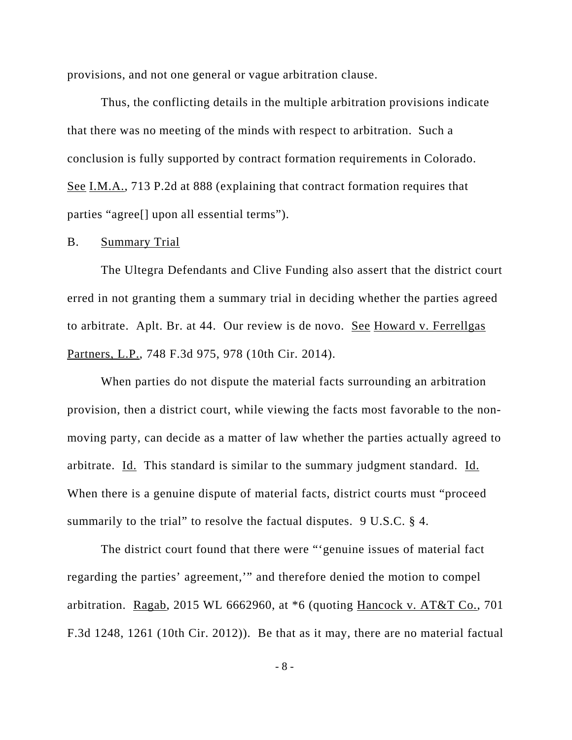provisions, and not one general or vague arbitration clause.

Thus, the conflicting details in the multiple arbitration provisions indicate that there was no meeting of the minds with respect to arbitration. Such a conclusion is fully supported by contract formation requirements in Colorado. See I.M.A., 713 P.2d at 888 (explaining that contract formation requires that parties "agree[] upon all essential terms").

B. Summary Trial

The Ultegra Defendants and Clive Funding also assert that the district court erred in not granting them a summary trial in deciding whether the parties agreed to arbitrate. Aplt. Br. at 44. Our review is de novo. See Howard v. Ferrellgas Partners, L.P., 748 F.3d 975, 978 (10th Cir. 2014).

When parties do not dispute the material facts surrounding an arbitration provision, then a district court, while viewing the facts most favorable to the non-moving party, can decide as a matter of law whether the parties actually agreed to arbitrate. Id. This standard is similar to the summary judgment standard. Id. When there is a genuine dispute of material facts, district courts must "proceed summarily to the trial" to resolve the factual disputes. 9 U.S.C. § 4.

The district court found that there were "'genuine issues of material fact regarding the parties' agreement,'" and therefore denied the motion to compel arbitration. Ragab, 2015 WL 6662960, at *6 (quoting Hancock v. AT&T Co., 701 F.3d 1248, 1261 (10th Cir. 2012)). Be that as it may, there are no material factual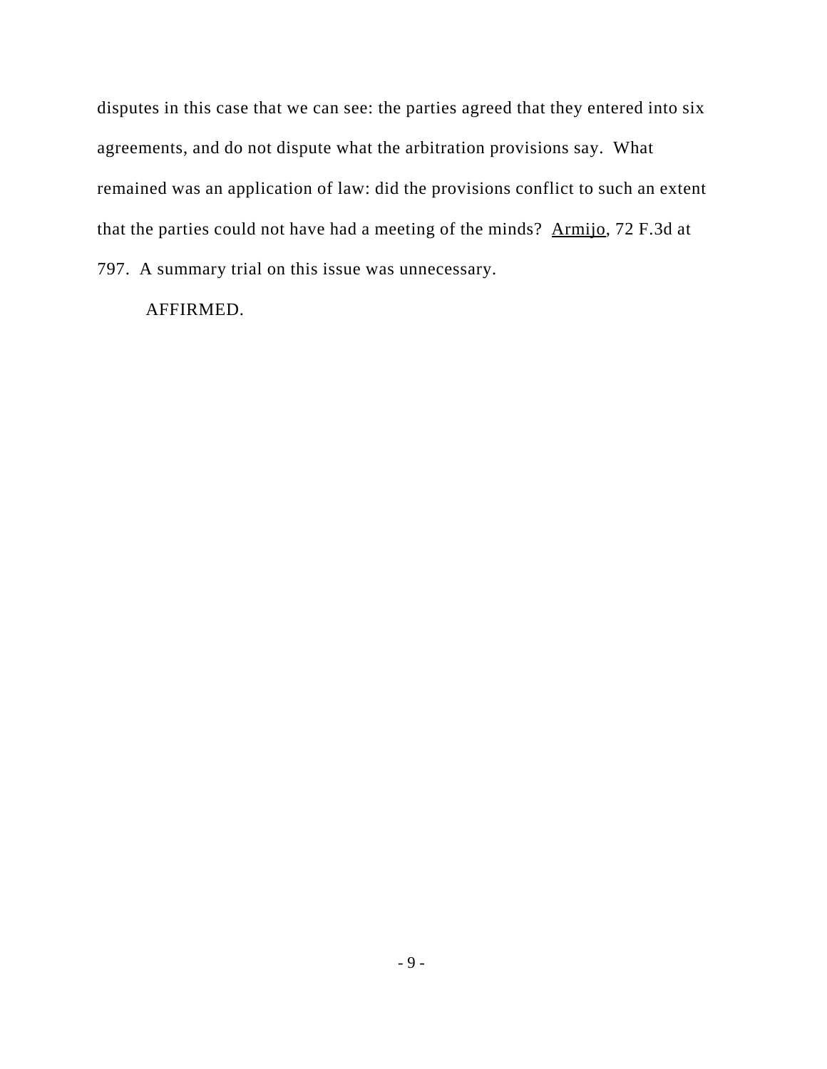disputes in this case that we can see: the parties agreed that they entered into six agreements, and do not dispute what the arbitration provisions say. What remained was an application of law: did the provisions conflict to such an extent that the parties could not have had a meeting of the minds? Armijo, 72 F.3d at 797. A summary trial on this issue was unnecessary.

AFFIRMED.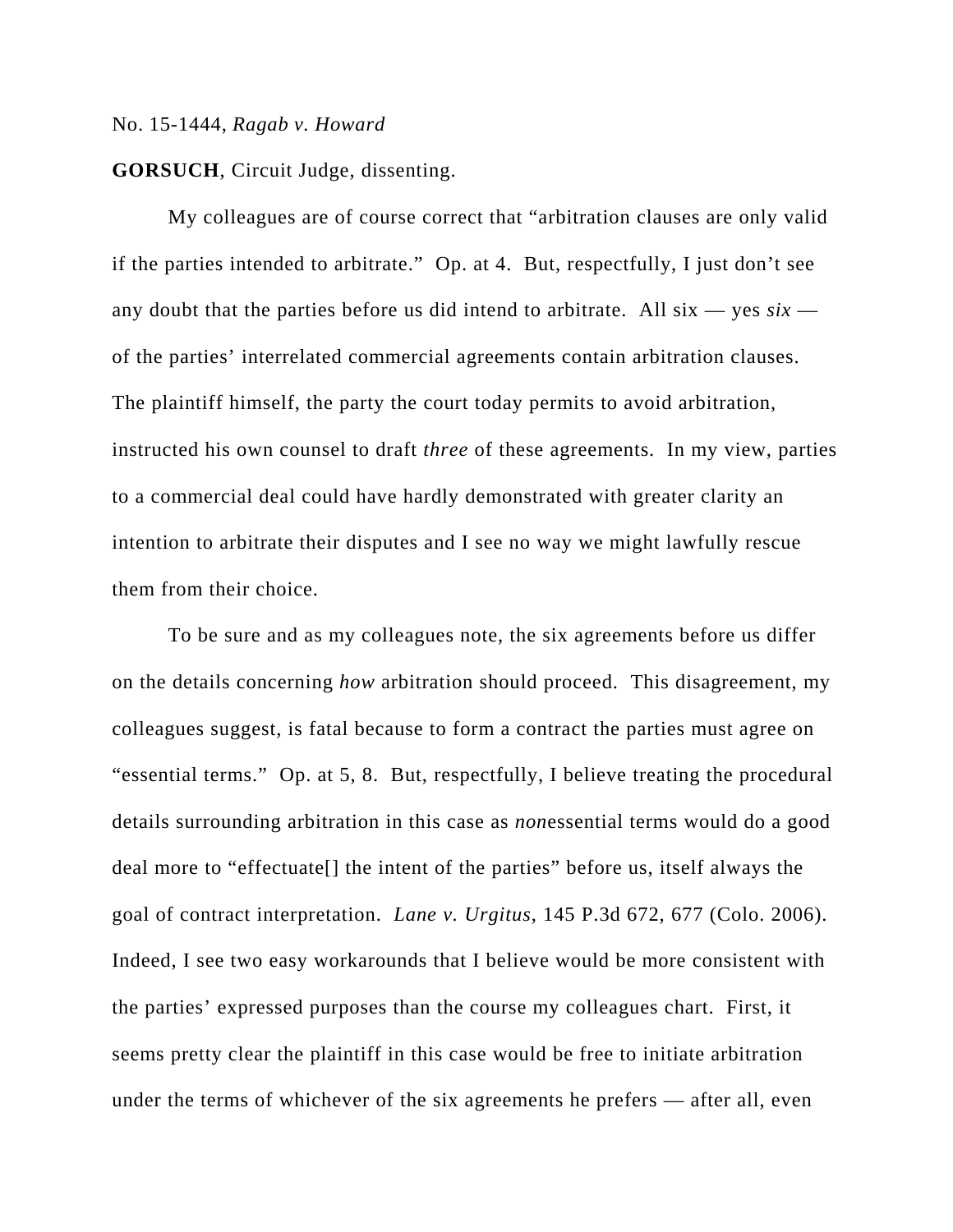No. 15-1444, *Ragab v. Howard*

**GORSUCH**, Circuit Judge, dissenting.

My colleagues are of course correct that "arbitration clauses are only valid if the parties intended to arbitrate." Op. at 4. But, respectfully, I just don't see any doubt that the parties before us did intend to arbitrate. All six — yes *six* — of the parties' interrelated commercial agreements contain arbitration clauses. The plaintiff himself, the party the court today permits to avoid arbitration, instructed his own counsel to draft *three* of these agreements. In my view, parties to a commercial deal could have hardly demonstrated with greater clarity an intention to arbitrate their disputes and I see no way we might lawfully rescue them from their choice.

To be sure and as my colleagues note, the six agreements before us differ on the details concerning *how* arbitration should proceed. This disagreement, my colleagues suggest, is fatal because to form a contract the parties must agree on "essential terms." Op. at 5, 8. But, respectfully, I believe treating the procedural details surrounding arbitration in this case as *non*essential terms would do a good deal more to "effectuate[] the intent of the parties" before us, itself always the goal of contract interpretation. *Lane v. Urgitus*, 145 P.3d 672, 677 (Colo. 2006). Indeed, I see two easy workarounds that I believe would be more consistent with the parties' expressed purposes than the course my colleagues chart. First, it seems pretty clear the plaintiff in this case would be free to initiate arbitration under the terms of whichever of the six agreements he prefers — after all, even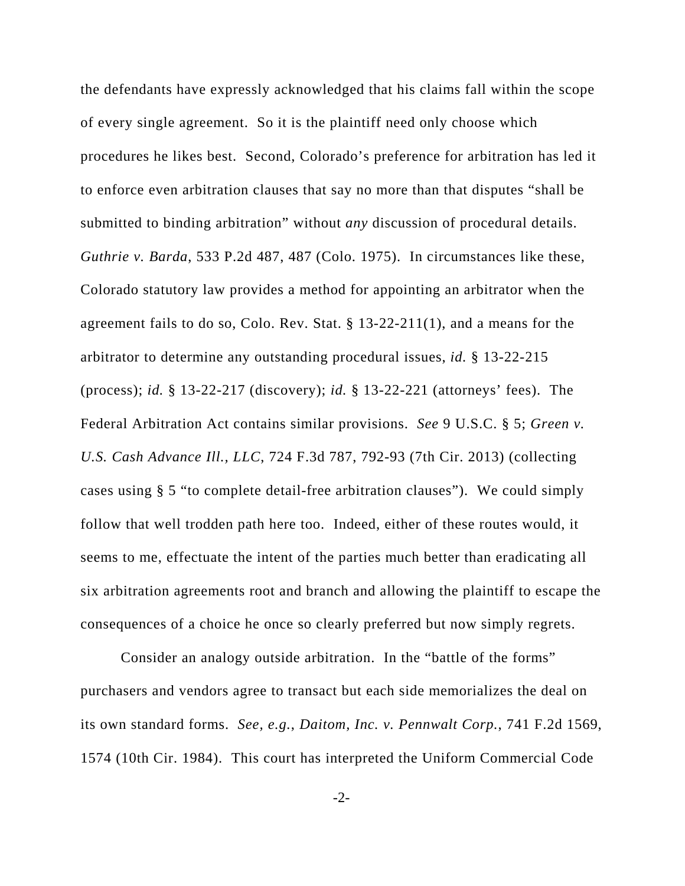the defendants have expressly acknowledged that his claims fall within the scope of every single agreement. So it is the plaintiff need only choose which procedures he likes best. Second, Colorado's preference for arbitration has led it to enforce even arbitration clauses that say no more than that disputes "shall be submitted to binding arbitration" without *any* discussion of procedural details. *Guthrie v. Barda*, 533 P.2d 487, 487 (Colo. 1975). In circumstances like these, Colorado statutory law provides a method for appointing an arbitrator when the agreement fails to do so, Colo. Rev. Stat. § 13-22-211(1), and a means for the arbitrator to determine any outstanding procedural issues, *id.* § 13-22-215 (process); *id.* § 13-22-217 (discovery); *id.* § 13-22-221 (attorneys' fees). The Federal Arbitration Act contains similar provisions. *See* 9 U.S.C. § 5; *Green v. U.S. Cash Advance Ill., LLC*, 724 F.3d 787, 792-93 (7th Cir. 2013) (collecting cases using § 5 "to complete detail-free arbitration clauses"). We could simply follow that well trodden path here too. Indeed, either of these routes would, it seems to me, effectuate the intent of the parties much better than eradicating all six arbitration agreements root and branch and allowing the plaintiff to escape the consequences of a choice he once so clearly preferred but now simply regrets.

Consider an analogy outside arbitration. In the "battle of the forms" purchasers and vendors agree to transact but each side memorializes the deal on its own standard forms. *See, e.g.*, *Daitom, Inc. v. Pennwalt Corp.*, 741 F.2d 1569, 1574 (10th Cir. 1984). This court has interpreted the Uniform Commercial Code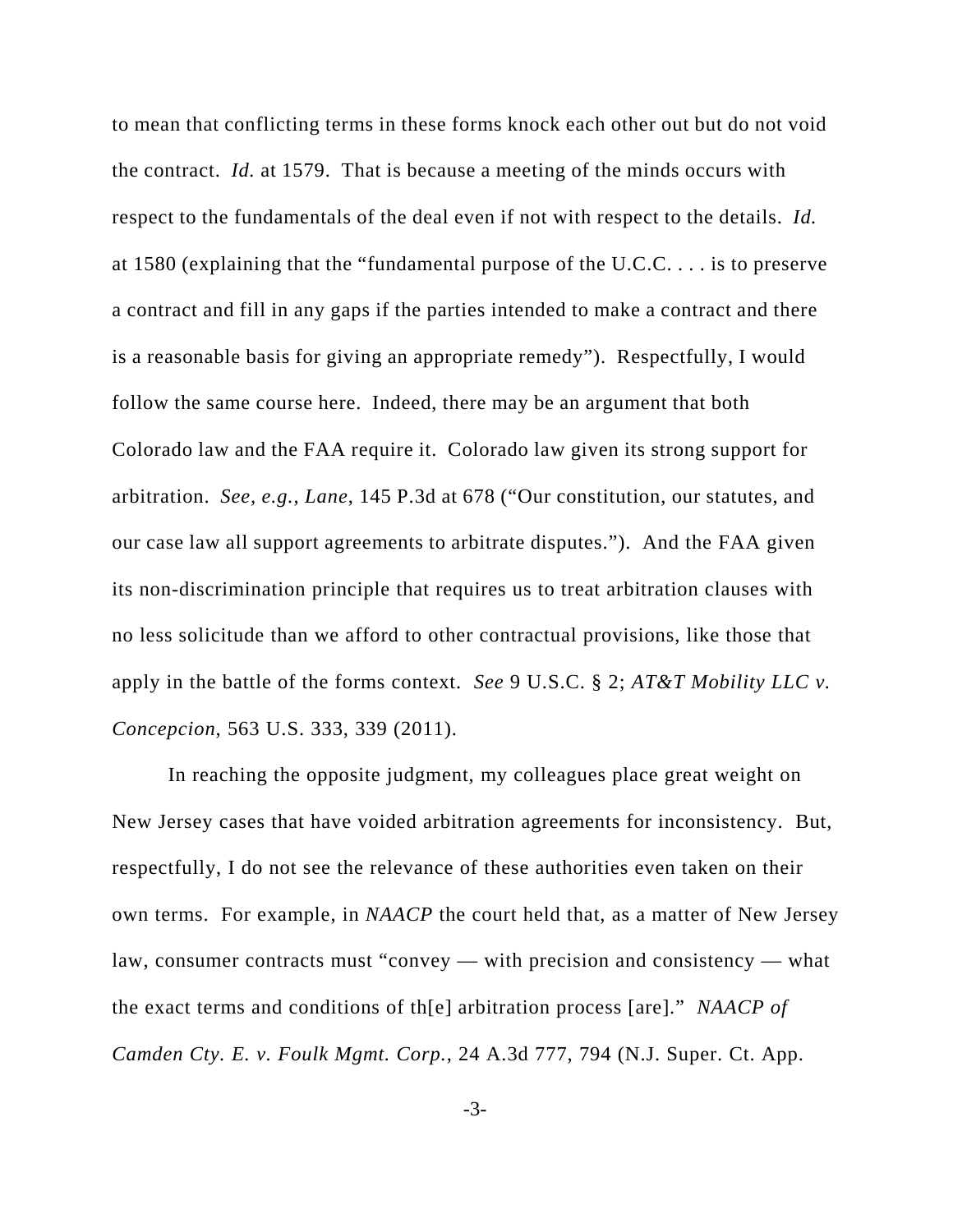to mean that conflicting terms in these forms knock each other out but do not void the contract. *Id.* at 1579. That is because a meeting of the minds occurs with respect to the fundamentals of the deal even if not with respect to the details. *Id.* at 1580 (explaining that the "fundamental purpose of the U.C.C. . . . is to preserve a contract and fill in any gaps if the parties intended to make a contract and there is a reasonable basis for giving an appropriate remedy"). Respectfully, I would follow the same course here. Indeed, there may be an argument that both Colorado law and the FAA require it. Colorado law given its strong support for arbitration. *See, e.g.*, *Lane*, 145 P.3d at 678 ("Our constitution, our statutes, and our case law all support agreements to arbitrate disputes."). And the FAA given its non-discrimination principle that requires us to treat arbitration clauses with no less solicitude than we afford to other contractual provisions, like those that apply in the battle of the forms context. *See* 9 U.S.C. § 2; *AT&T Mobility LLC v. Concepcion*, 563 U.S. 333, 339 (2011).

In reaching the opposite judgment, my colleagues place great weight on New Jersey cases that have voided arbitration agreements for inconsistency. But, respectfully, I do not see the relevance of these authorities even taken on their own terms. For example, in *NAACP* the court held that, as a matter of New Jersey law, consumer contracts must "convey — with precision and consistency — what the exact terms and conditions of th[e] arbitration process [are]." *NAACP of Camden Cty. E. v. Foulk Mgmt. Corp.*, 24 A.3d 777, 794 (N.J. Super. Ct. App.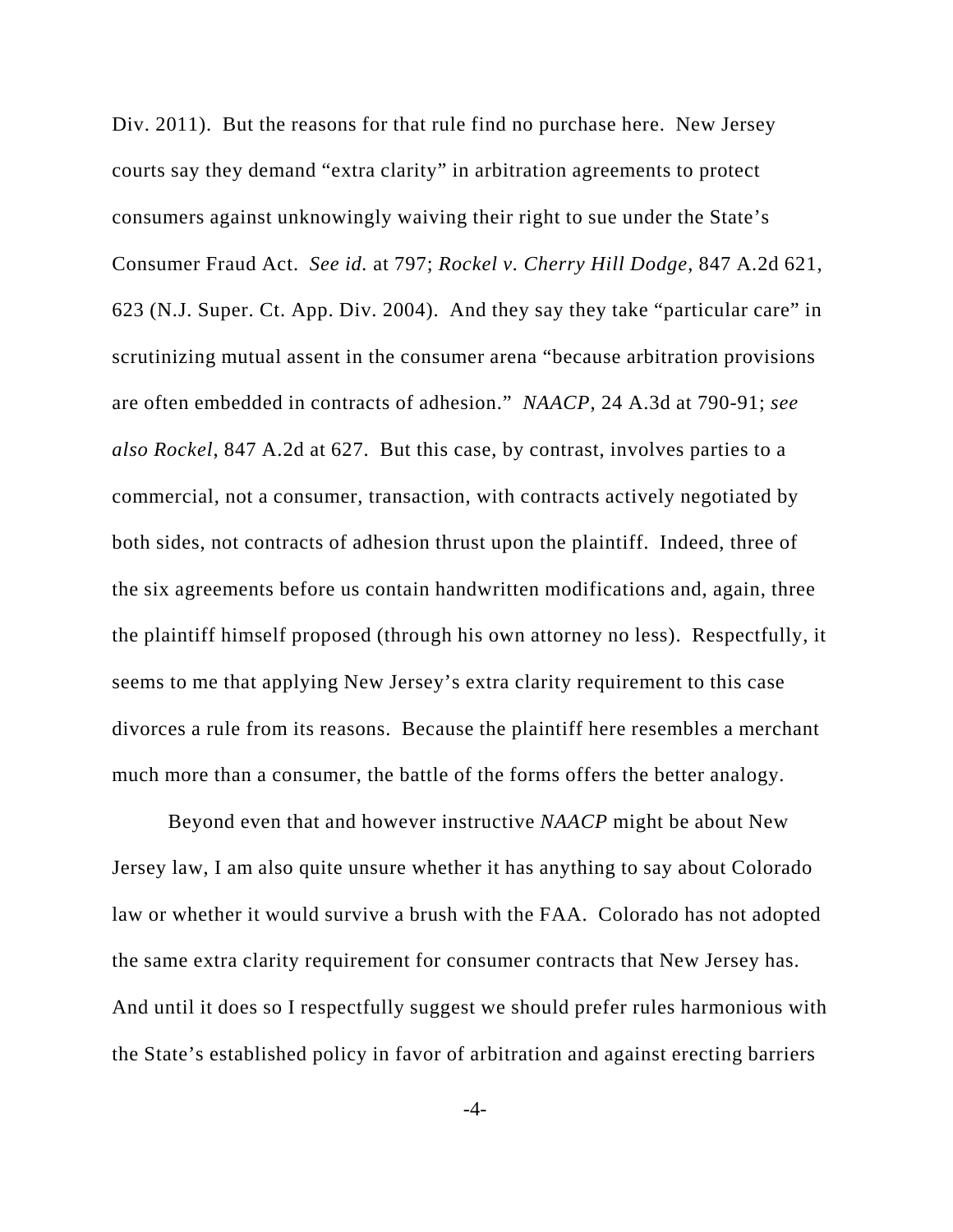Div. 2011). But the reasons for that rule find no purchase here. New Jersey courts say they demand "extra clarity" in arbitration agreements to protect consumers against unknowingly waiving their right to sue under the State's Consumer Fraud Act. *See id.* at 797; *Rockel v. Cherry Hill Dodge*, 847 A.2d 621, 623 (N.J. Super. Ct. App. Div. 2004). And they say they take "particular care" in scrutinizing mutual assent in the consumer arena "because arbitration provisions are often embedded in contracts of adhesion." *NAACP*, 24 A.3d at 790-91; *see also Rockel*, 847 A.2d at 627. But this case, by contrast, involves parties to a commercial, not a consumer, transaction, with contracts actively negotiated by both sides, not contracts of adhesion thrust upon the plaintiff. Indeed, three of the six agreements before us contain handwritten modifications and, again, three the plaintiff himself proposed (through his own attorney no less). Respectfully, it seems to me that applying New Jersey's extra clarity requirement to this case divorces a rule from its reasons. Because the plaintiff here resembles a merchant much more than a consumer, the battle of the forms offers the better analogy.

Beyond even that and however instructive *NAACP* might be about New Jersey law, I am also quite unsure whether it has anything to say about Colorado law or whether it would survive a brush with the FAA. Colorado has not adopted the same extra clarity requirement for consumer contracts that New Jersey has. And until it does so I respectfully suggest we should prefer rules harmonious with the State's established policy in favor of arbitration and against erecting barriers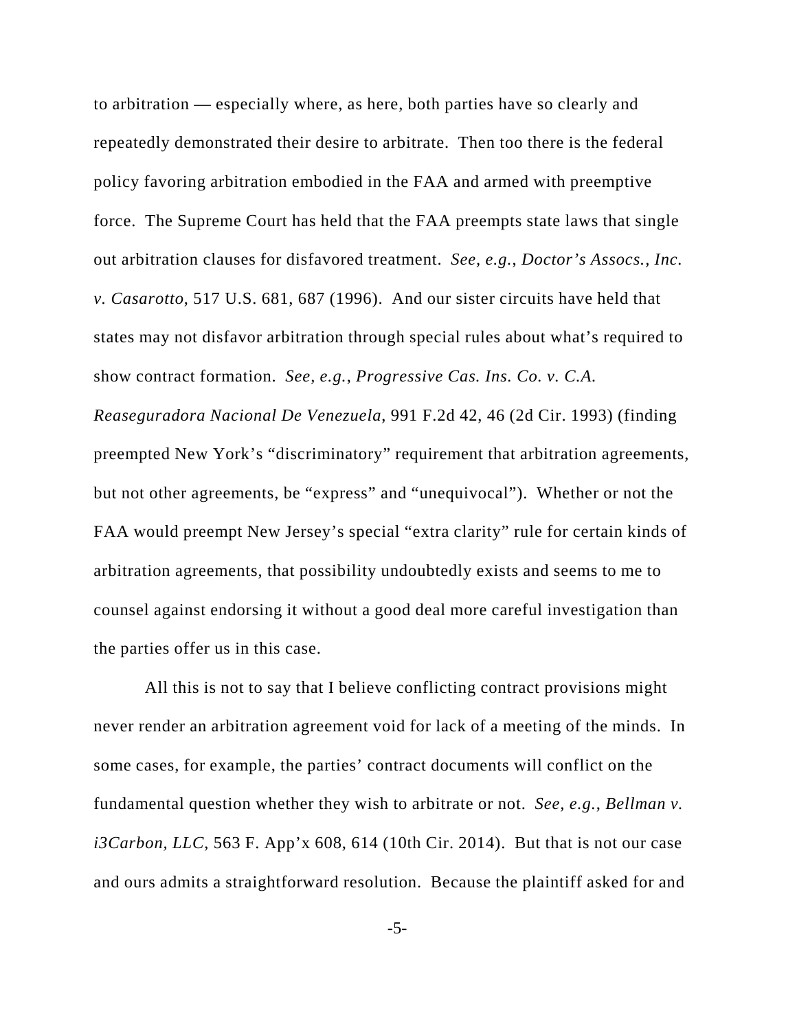to arbitration — especially where, as here, both parties have so clearly and repeatedly demonstrated their desire to arbitrate. Then too there is the federal policy favoring arbitration embodied in the FAA and armed with preemptive force. The Supreme Court has held that the FAA preempts state laws that single out arbitration clauses for disfavored treatment. *See, e.g.*, *Doctor's Assocs., Inc. v. Casarotto*, 517 U.S. 681, 687 (1996). And our sister circuits have held that states may not disfavor arbitration through special rules about what's required to show contract formation. *See, e.g.*, *Progressive Cas. Ins. Co. v. C.A. Reaseguradora Nacional De Venezuela*, 991 F.2d 42, 46 (2d Cir. 1993) (finding preempted New York's "discriminatory" requirement that arbitration agreements, but not other agreements, be "express" and "unequivocal"). Whether or not the FAA would preempt New Jersey's special "extra clarity" rule for certain kinds of arbitration agreements, that possibility undoubtedly exists and seems to me to counsel against endorsing it without a good deal more careful investigation than the parties offer us in this case.

All this is not to say that I believe conflicting contract provisions might never render an arbitration agreement void for lack of a meeting of the minds. In some cases, for example, the parties' contract documents will conflict on the fundamental question whether they wish to arbitrate or not. *See, e.g.*, *Bellman v. i3Carbon, LLC*, 563 F. App'x 608, 614 (10th Cir. 2014). But that is not our case and ours admits a straightforward resolution. Because the plaintiff asked for and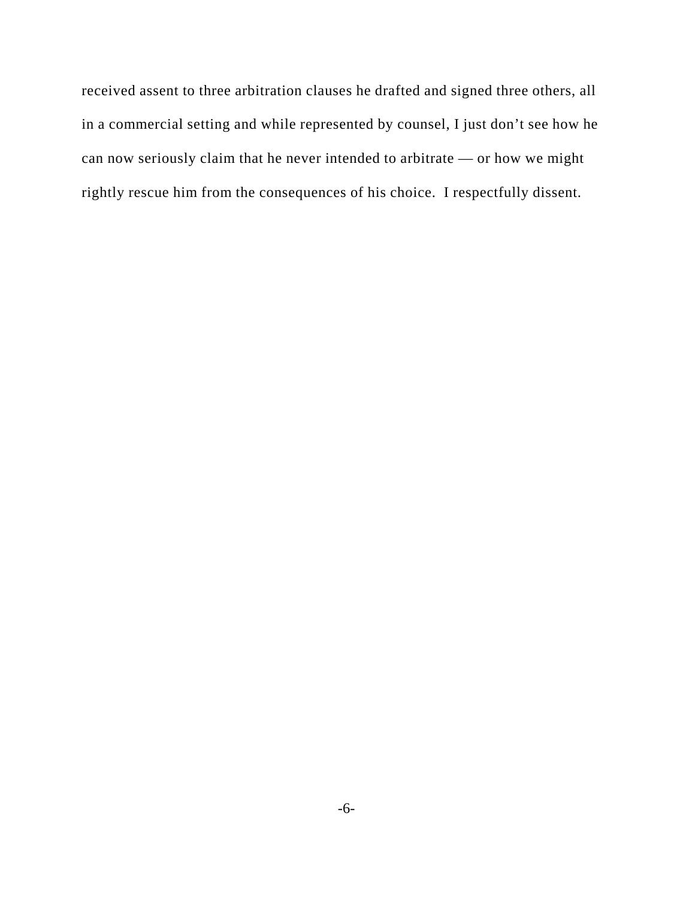received assent to three arbitration clauses he drafted and signed three others, all in a commercial setting and while represented by counsel, I just don't see how he can now seriously claim that he never intended to arbitrate — or how we might rightly rescue him from the consequences of his choice. I respectfully dissent.